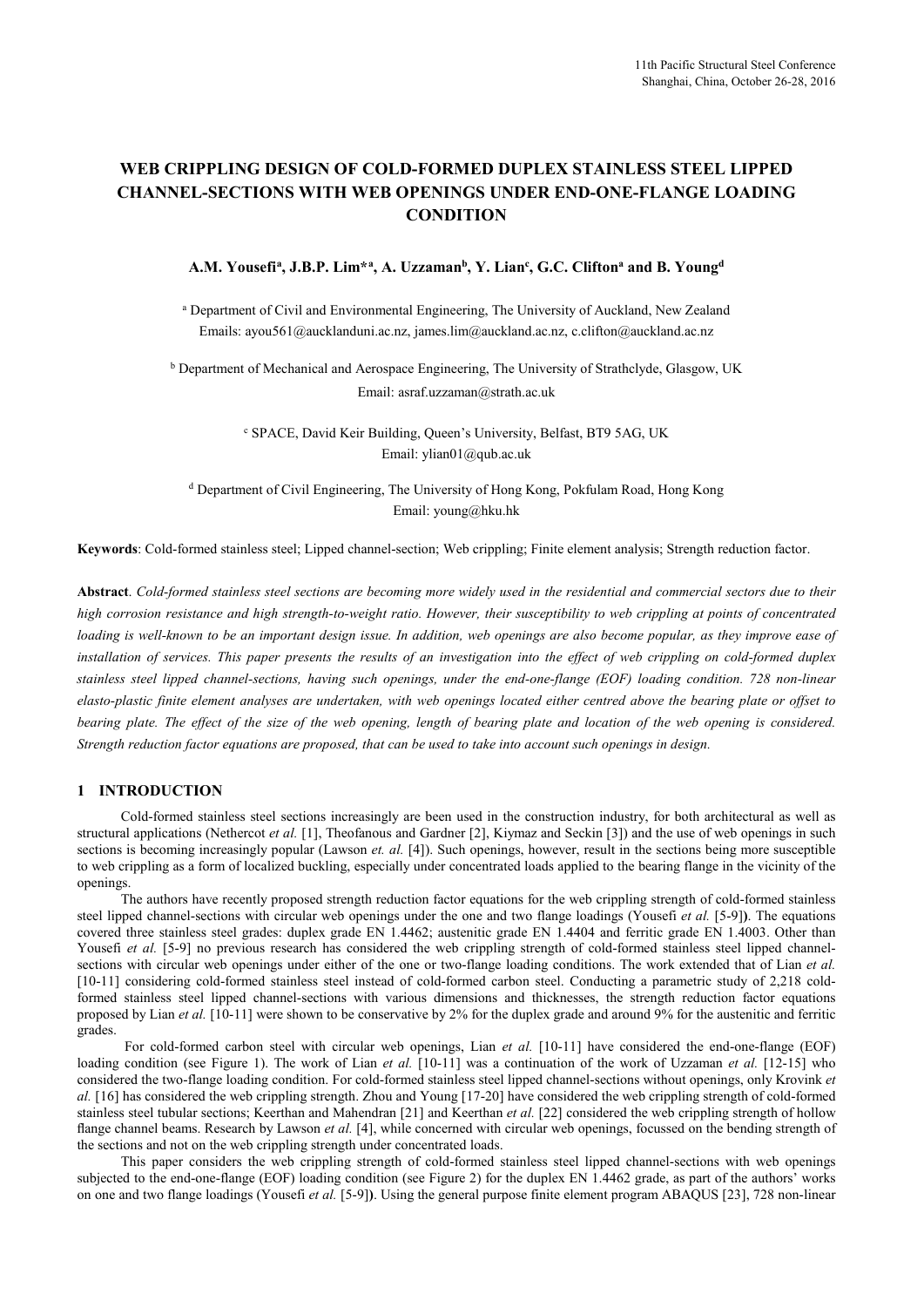# WEB CRIPPLING DESIGN OF COLD-FORMED DUPLEX STAINLESS STEEL LIPPED CHANNEL-SECTIONS WITH WEB OPENINGS UNDER END-ONE-FLANGE LOADING CONDITION

**A.M. Yousefi[a], J.B.P. Lim*[a], A. Uzzaman[b], Y. Lian[c], G.C. Clifton[a] and B. Young[d]**

[a] Department of Civil and Environmental Engineering, The University of Auckland, New Zealand
Emails: ayou561@aucklanduni.ac.nz, james.lim@auckland.ac.nz, c.clifton@auckland.ac.nz

[b] Department of Mechanical and Aerospace Engineering, The University of Strathclyde, Glasgow, UK
Email: asraf.uzzaman@strath.ac.uk

[c] SPACE, David Keir Building, Queen's University, Belfast, BT9 5AG, UK
Email: ylian01@qub.ac.uk

[d] Department of Civil Engineering, The University of Hong Kong, Pokfulam Road, Hong Kong
Email: young@hku.hk

**Keywords**: Cold-formed stainless steel; Lipped channel-section; Web crippling; Finite element analysis; Strength reduction factor.

**Abstract**. *Cold-formed stainless steel sections are becoming more widely used in the residential and commercial sectors due to their high corrosion resistance and high strength-to-weight ratio. However, their susceptibility to web crippling at points of concentrated loading is well-known to be an important design issue. In addition, web openings are also become popular, as they improve ease of installation of services. This paper presents the results of an investigation into the effect of web crippling on cold-formed duplex stainless steel lipped channel-sections, having such openings, under the end-one-flange (EOF) loading condition. 728 non-linear elasto-plastic finite element analyses are undertaken, with web openings located either centred above the bearing plate or offset to bearing plate. The effect of the size of the web opening, length of bearing plate and location of the web opening is considered. Strength reduction factor equations are proposed, that can be used to take into account such openings in design.*

## 1 INTRODUCTION

Cold-formed stainless steel sections increasingly are been used in the construction industry, for both architectural as well as structural applications (Nethercot *et al.* [1], Theofanous and Gardner [2], Kiymaz and Seckin [3]) and the use of web openings in such sections is becoming increasingly popular (Lawson *et. al.* [4]). Such openings, however, result in the sections being more susceptible to web crippling as a form of localized buckling, especially under concentrated loads applied to the bearing flange in the vicinity of the openings.

The authors have recently proposed strength reduction factor equations for the web crippling strength of cold-formed stainless steel lipped channel-sections with circular web openings under the one and two flange loadings (Yousefi *et al.* [5-9]**)**. The equations covered three stainless steel grades: duplex grade EN 1.4462; austenitic grade EN 1.4404 and ferritic grade EN 1.4003. Other than Yousefi *et al.* [5-9] no previous research has considered the web crippling strength of cold-formed stainless steel lipped channel-sections with circular web openings under either of the one or two-flange loading conditions. The work extended that of Lian *et al.* [10-11] considering cold-formed stainless steel instead of cold-formed carbon steel. Conducting a parametric study of 2,218 cold-formed stainless steel lipped channel-sections with various dimensions and thicknesses, the strength reduction factor equations proposed by Lian *et al.* [10-11] were shown to be conservative by 2% for the duplex grade and around 9% for the austenitic and ferritic grades.

For cold-formed carbon steel with circular web openings, Lian *et al.* [10-11] have considered the end-one-flange (EOF) loading condition (see Figure 1). The work of Lian *et al.* [10-11] was a continuation of the work of Uzzaman *et al.* [12-15] who considered the two-flange loading condition. For cold-formed stainless steel lipped channel-sections without openings, only Krovink *et al.* [16] has considered the web crippling strength. Zhou and Young [17-20] have considered the web crippling strength of cold-formed stainless steel tubular sections; Keerthan and Mahendran [21] and Keerthan *et al.* [22] considered the web crippling strength of hollow flange channel beams. Research by Lawson *et al.* [4], while concerned with circular web openings, focussed on the bending strength of the sections and not on the web crippling strength under concentrated loads.

This paper considers the web crippling strength of cold-formed stainless steel lipped channel-sections with web openings subjected to the end-one-flange (EOF) loading condition (see Figure 2) for the duplex EN 1.4462 grade, as part of the authors' works on one and two flange loadings (Yousefi *et al.* [5-9]**)**. Using the general purpose finite element program ABAQUS [23], 728 non-linear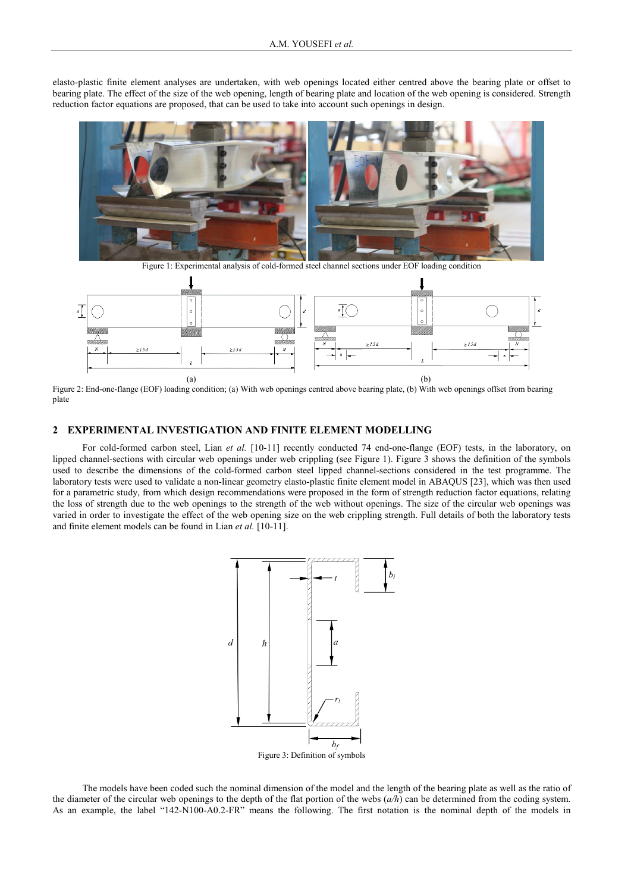elasto-plastic finite element analyses are undertaken, with web openings located either centred above the bearing plate or offset to bearing plate. The effect of the size of the web opening, length of bearing plate and location of the web opening is considered. Strength reduction factor equations are proposed, that can be used to take into account such openings in design.

Figure 1: Experimental analysis of cold-formed steel channel sections under EOF loading condition

Figure 2: End-one-flange (EOF) loading condition; (a) With web openings centred above bearing plate, (b) With web openings offset from bearing plate

## 2 EXPERIMENTAL INVESTIGATION AND FINITE ELEMENT MODELLING

For cold-formed carbon steel, Lian *et al.* [10-11] recently conducted 74 end-one-flange (EOF) tests, in the laboratory, on lipped channel-sections with circular web openings under web crippling (see Figure 1). Figure 3 shows the definition of the symbols used to describe the dimensions of the cold-formed carbon steel lipped channel-sections considered in the test programme. The laboratory tests were used to validate a non-linear geometry elasto-plastic finite element model in ABAQUS [23], which was then used for a parametric study, from which design recommendations were proposed in the form of strength reduction factor equations, relating the loss of strength due to the web openings to the strength of the web without openings. The size of the circular web openings was varied in order to investigate the effect of the web opening size on the web crippling strength. Full details of both the laboratory tests and finite element models can be found in Lian *et al.* [10-11].

Figure 3: Definition of symbols

The models have been coded such the nominal dimension of the model and the length of the bearing plate as well as the ratio of the diameter of the circular web openings to the depth of the flat portion of the webs ($a/h$) can be determined from the coding system. As an example, the label "142-N100-A0.2-FR" means the following. The first notation is the nominal depth of the models in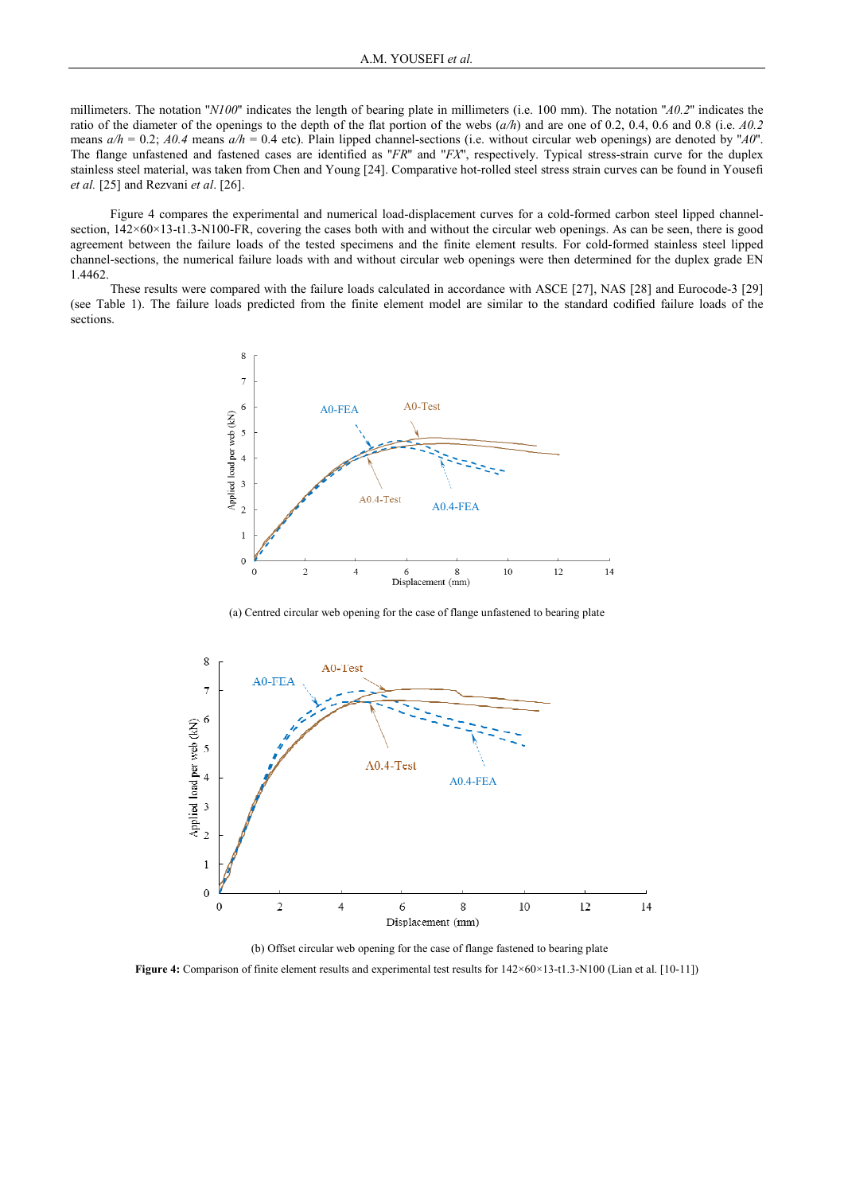millimeters. The notation "*N100*" indicates the length of bearing plate in millimeters (i.e. 100 mm). The notation "*A0.2*" indicates the ratio of the diameter of the openings to the depth of the flat portion of the webs (*a/h*) and are one of 0.2, 0.4, 0.6 and 0.8 (i.e. *A0.2* means *a/h* = 0.2; *A0.4* means *a/h* = 0.4 etc). Plain lipped channel-sections (i.e. without circular web openings) are denoted by "*A0*". The flange unfastened and fastened cases are identified as "*FR*" and "*FX*", respectively. Typical stress-strain curve for the duplex stainless steel material, was taken from Chen and Young [24]. Comparative hot-rolled steel stress strain curves can be found in Yousefi *et al.* [25] and Rezvani *et al*. [26].

Figure 4 compares the experimental and numerical load-displacement curves for a cold-formed carbon steel lipped channel-section, 142×60×13-t1.3-N100-FR, covering the cases both with and without the circular web openings. As can be seen, there is good agreement between the failure loads of the tested specimens and the finite element results. For cold-formed stainless steel lipped channel-sections, the numerical failure loads with and without circular web openings were then determined for the duplex grade EN 1.4462.

These results were compared with the failure loads calculated in accordance with ASCE [27], NAS [28] and Eurocode-3 [29] (see Table 1). The failure loads predicted from the finite element model are similar to the standard codified failure loads of the sections.

(a) Centred circular web opening for the case of flange unfastened to bearing plate

(b) Offset circular web opening for the case of flange fastened to bearing plate

**Figure 4:** Comparison of finite element results and experimental test results for 142×60×13-t1.3-N100 (Lian et al. [10-11])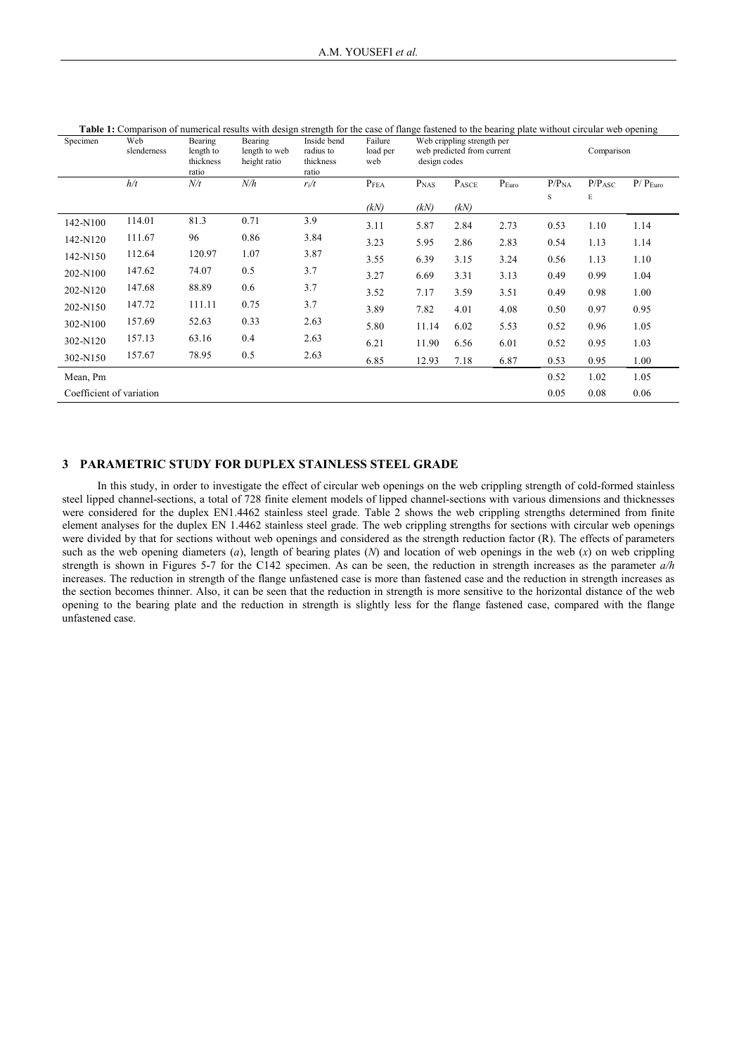**Table 1:** Comparison of numerical results with design strength for the case of flange fastened to the bearing plate without circular web opening

| Specimen | Web slenderness | Bearing length to thickness ratio | Bearing length to web height ratio | Inside bend radius to thickness ratio | Failure load per web | Web crippling strength per web predicted from current design codes | | | Comparison | | |
|---|---|---|---|---|---|---|---|---|---|---|---|
| | $h/t$ | $N/t$ | $N/h$ | $r_i/t$ | $P_{FEA}$ (kN) | $P_{NAS}$ (kN) | $P_{ASCE}$ (kN) | $P_{Euro}$ | $P/P_{NAS}$ | $P/P_{ASCE}$ | $P/P_{Euro}$ |
| 142-N100 | 114.01 | 81.3 | 0.71 | 3.9 | 3.11 | 5.87 | 2.84 | 2.73 | 0.53 | 1.10 | 1.14 |
| 142-N120 | 111.67 | 96 | 0.86 | 3.84 | 3.23 | 5.95 | 2.86 | 2.83 | 0.54 | 1.13 | 1.14 |
| 142-N150 | 112.64 | 120.97 | 1.07 | 3.87 | 3.55 | 6.39 | 3.15 | 3.24 | 0.56 | 1.13 | 1.10 |
| 202-N100 | 147.62 | 74.07 | 0.5 | 3.7 | 3.27 | 6.69 | 3.31 | 3.13 | 0.49 | 0.99 | 1.04 |
| 202-N120 | 147.68 | 88.89 | 0.6 | 3.7 | 3.52 | 7.17 | 3.59 | 3.51 | 0.49 | 0.98 | 1.00 |
| 202-N150 | 147.72 | 111.11 | 0.75 | 3.7 | 3.89 | 7.82 | 4.01 | 4.08 | 0.50 | 0.97 | 0.95 |
| 302-N100 | 157.69 | 52.63 | 0.33 | 2.63 | 5.80 | 11.14 | 6.02 | 5.53 | 0.52 | 0.96 | 1.05 |
| 302-N120 | 157.13 | 63.16 | 0.4 | 2.63 | 6.21 | 11.90 | 6.56 | 6.01 | 0.52 | 0.95 | 1.03 |
| 302-N150 | 157.67 | 78.95 | 0.5 | 2.63 | 6.85 | 12.93 | 7.18 | 6.87 | 0.53 | 0.95 | 1.00 |
| Mean, Pm | | | | | | | | | 0.52 | 1.02 | 1.05 |
| Coefficient of variation | | | | | | | | | 0.05 | 0.08 | 0.06 |

## 3 PARAMETRIC STUDY FOR DUPLEX STAINLESS STEEL GRADE

In this study, in order to investigate the effect of circular web openings on the web crippling strength of cold-formed stainless steel lipped channel-sections, a total of 728 finite element models of lipped channel-sections with various dimensions and thicknesses were considered for the duplex EN1.4462 stainless steel grade. Table 2 shows the web crippling strengths determined from finite element analyses for the duplex EN 1.4462 stainless steel grade. The web crippling strengths for sections with circular web openings were divided by that for sections without web openings and considered as the strength reduction factor (R). The effects of parameters such as the web opening diameters ($a$), length of bearing plates ($N$) and location of web openings in the web ($x$) on web crippling strength is shown in Figures 5-7 for the C142 specimen. As can be seen, the reduction in strength increases as the parameter $a/h$ increases. The reduction in strength of the flange unfastened case is more than fastened case and the reduction in strength increases as the section becomes thinner. Also, it can be seen that the reduction in strength is more sensitive to the horizontal distance of the web opening to the bearing plate and the reduction in strength is slightly less for the flange fastened case, compared with the flange unfastened case.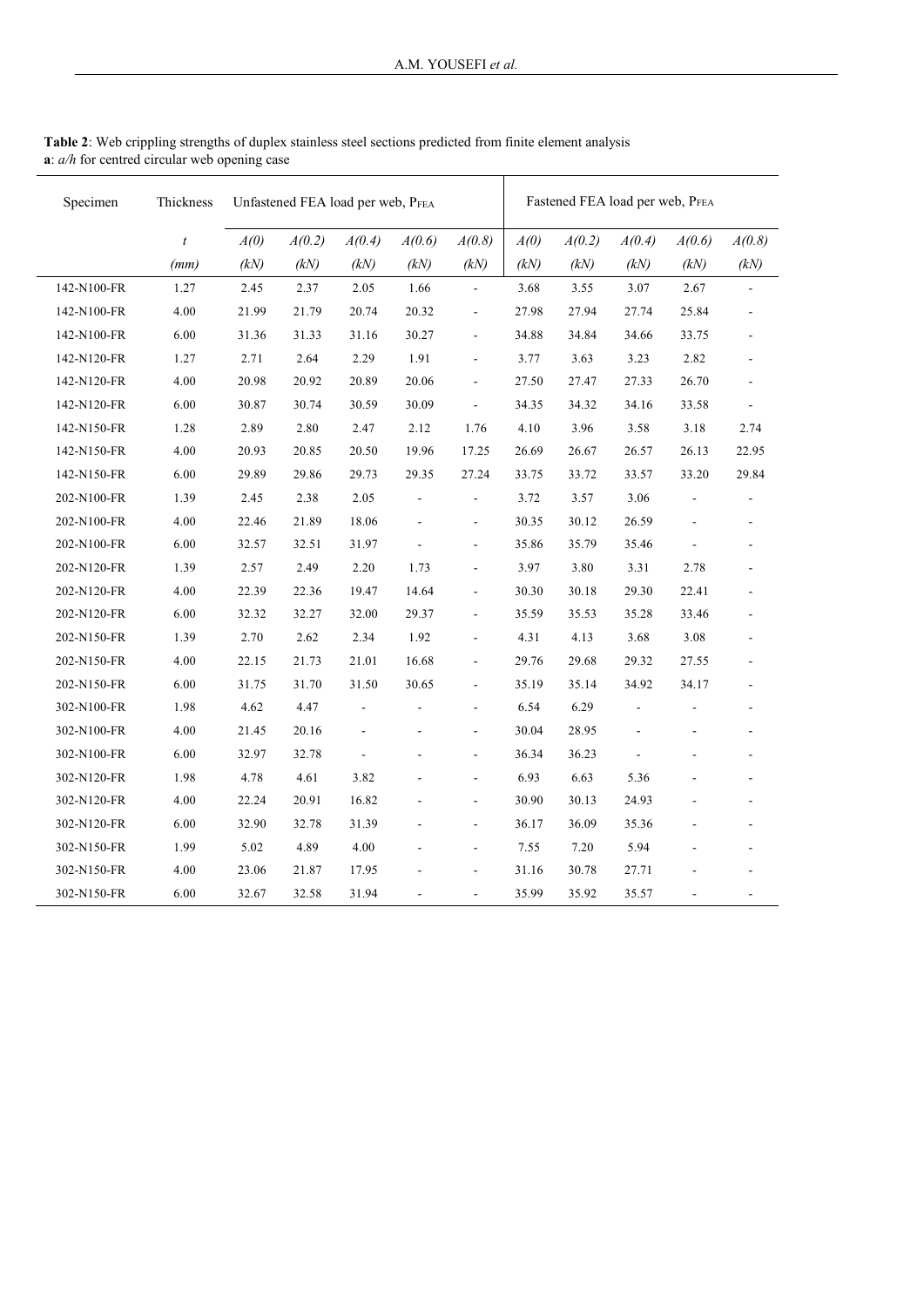**Table 2**: Web crippling strengths of duplex stainless steel sections predicted from finite element analysis
**a**: *a/h* for centred circular web opening case

| Specimen | Thickness | Unfastened FEA load per web, $P_{FEA}$ | | | | | Fastened FEA load per web, $P_{FEA}$ | | | | |
|---|---|---|---|---|---|---|---|---|---|---|---|
| | $t$ | *A(0)* | *A(0.2)* | *A(0.4)* | *A(0.6)* | *A(0.8)* | *A(0)* | *A(0.2)* | *A(0.4)* | *A(0.6)* | *A(0.8)* |
| | *(mm)* | *(kN)* | *(kN)* | *(kN)* | *(kN)* | *(kN)* | *(kN)* | *(kN)* | *(kN)* | *(kN)* | *(kN)* |
| 142-N100-FR | 1.27 | 2.45 | 2.37 | 2.05 | 1.66 | - | 3.68 | 3.55 | 3.07 | 2.67 | - |
| 142-N100-FR | 4.00 | 21.99 | 21.79 | 20.74 | 20.32 | - | 27.98 | 27.94 | 27.74 | 25.84 | - |
| 142-N100-FR | 6.00 | 31.36 | 31.33 | 31.16 | 30.27 | - | 34.88 | 34.84 | 34.66 | 33.75 | - |
| 142-N120-FR | 1.27 | 2.71 | 2.64 | 2.29 | 1.91 | - | 3.77 | 3.63 | 3.23 | 2.82 | - |
| 142-N120-FR | 4.00 | 20.98 | 20.92 | 20.89 | 20.06 | - | 27.50 | 27.47 | 27.33 | 26.70 | - |
| 142-N120-FR | 6.00 | 30.87 | 30.74 | 30.59 | 30.09 | - | 34.35 | 34.32 | 34.16 | 33.58 | - |
| 142-N150-FR | 1.28 | 2.89 | 2.80 | 2.47 | 2.12 | 1.76 | 4.10 | 3.96 | 3.58 | 3.18 | 2.74 |
| 142-N150-FR | 4.00 | 20.93 | 20.85 | 20.50 | 19.96 | 17.25 | 26.69 | 26.67 | 26.57 | 26.13 | 22.95 |
| 142-N150-FR | 6.00 | 29.89 | 29.86 | 29.73 | 29.35 | 27.24 | 33.75 | 33.72 | 33.57 | 33.20 | 29.84 |
| 202-N100-FR | 1.39 | 2.45 | 2.38 | 2.05 | - | - | 3.72 | 3.57 | 3.06 | - | - |
| 202-N100-FR | 4.00 | 22.46 | 21.89 | 18.06 | - | - | 30.35 | 30.12 | 26.59 | - | - |
| 202-N100-FR | 6.00 | 32.57 | 32.51 | 31.97 | - | - | 35.86 | 35.79 | 35.46 | - | - |
| 202-N120-FR | 1.39 | 2.57 | 2.49 | 2.20 | 1.73 | - | 3.97 | 3.80 | 3.31 | 2.78 | - |
| 202-N120-FR | 4.00 | 22.39 | 22.36 | 19.47 | 14.64 | - | 30.30 | 30.18 | 29.30 | 22.41 | - |
| 202-N120-FR | 6.00 | 32.32 | 32.27 | 32.00 | 29.37 | - | 35.59 | 35.53 | 35.28 | 33.46 | - |
| 202-N150-FR | 1.39 | 2.70 | 2.62 | 2.34 | 1.92 | - | 4.31 | 4.13 | 3.68 | 3.08 | - |
| 202-N150-FR | 4.00 | 22.15 | 21.73 | 21.01 | 16.68 | - | 29.76 | 29.68 | 29.32 | 27.55 | - |
| 202-N150-FR | 6.00 | 31.75 | 31.70 | 31.50 | 30.65 | - | 35.19 | 35.14 | 34.92 | 34.17 | - |
| 302-N100-FR | 1.98 | 4.62 | 4.47 | - | - | - | 6.54 | 6.29 | - | - | - |
| 302-N100-FR | 4.00 | 21.45 | 20.16 | - | - | - | 30.04 | 28.95 | - | - | - |
| 302-N100-FR | 6.00 | 32.97 | 32.78 | - | - | - | 36.34 | 36.23 | - | - | - |
| 302-N120-FR | 1.98 | 4.78 | 4.61 | 3.82 | - | - | 6.93 | 6.63 | 5.36 | - | - |
| 302-N120-FR | 4.00 | 22.24 | 20.91 | 16.82 | - | - | 30.90 | 30.13 | 24.93 | - | - |
| 302-N120-FR | 6.00 | 32.90 | 32.78 | 31.39 | - | - | 36.17 | 36.09 | 35.36 | - | - |
| 302-N150-FR | 1.99 | 5.02 | 4.89 | 4.00 | - | - | 7.55 | 7.20 | 5.94 | - | - |
| 302-N150-FR | 4.00 | 23.06 | 21.87 | 17.95 | - | - | 31.16 | 30.78 | 27.71 | - | - |
| 302-N150-FR | 6.00 | 32.67 | 32.58 | 31.94 | - | - | 35.99 | 35.92 | 35.57 | - | - |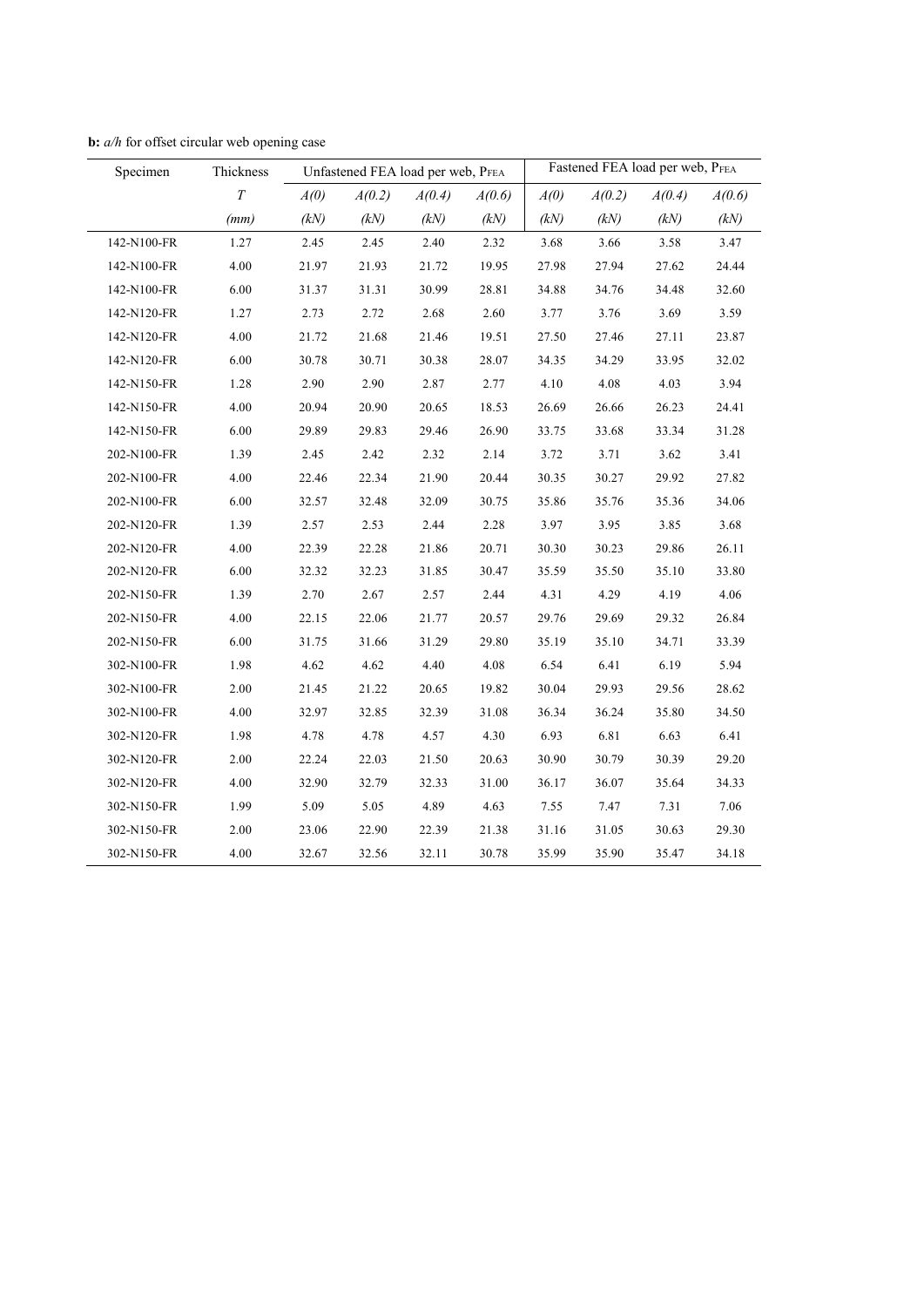**b:** *a/h* for offset circular web opening case

| Specimen | Thickness | Unfastened FEA load per web, $P_{FEA}$ | | | | Fastened FEA load per web, $P_{FEA}$ | | | |
|---|---|---|---|---|---|---|---|---|---|
| | *T* | *A(0)* | *A(0.2)* | *A(0.4)* | *A(0.6)* | *A(0)* | *A(0.2)* | *A(0.4)* | *A(0.6)* |
| | *(mm)* | *(kN)* | *(kN)* | *(kN)* | *(kN)* | *(kN)* | *(kN)* | *(kN)* | *(kN)* |
| 142-N100-FR | 1.27 | 2.45 | 2.45 | 2.40 | 2.32 | 3.68 | 3.66 | 3.58 | 3.47 |
| 142-N100-FR | 4.00 | 21.97 | 21.93 | 21.72 | 19.95 | 27.98 | 27.94 | 27.62 | 24.44 |
| 142-N100-FR | 6.00 | 31.37 | 31.31 | 30.99 | 28.81 | 34.88 | 34.76 | 34.48 | 32.60 |
| 142-N120-FR | 1.27 | 2.73 | 2.72 | 2.68 | 2.60 | 3.77 | 3.76 | 3.69 | 3.59 |
| 142-N120-FR | 4.00 | 21.72 | 21.68 | 21.46 | 19.51 | 27.50 | 27.46 | 27.11 | 23.87 |
| 142-N120-FR | 6.00 | 30.78 | 30.71 | 30.38 | 28.07 | 34.35 | 34.29 | 33.95 | 32.02 |
| 142-N150-FR | 1.28 | 2.90 | 2.90 | 2.87 | 2.77 | 4.10 | 4.08 | 4.03 | 3.94 |
| 142-N150-FR | 4.00 | 20.94 | 20.90 | 20.65 | 18.53 | 26.69 | 26.66 | 26.23 | 24.41 |
| 142-N150-FR | 6.00 | 29.89 | 29.83 | 29.46 | 26.90 | 33.75 | 33.68 | 33.34 | 31.28 |
| 202-N100-FR | 1.39 | 2.45 | 2.42 | 2.32 | 2.14 | 3.72 | 3.71 | 3.62 | 3.41 |
| 202-N100-FR | 4.00 | 22.46 | 22.34 | 21.90 | 20.44 | 30.35 | 30.27 | 29.92 | 27.82 |
| 202-N100-FR | 6.00 | 32.57 | 32.48 | 32.09 | 30.75 | 35.86 | 35.76 | 35.36 | 34.06 |
| 202-N120-FR | 1.39 | 2.57 | 2.53 | 2.44 | 2.28 | 3.97 | 3.95 | 3.85 | 3.68 |
| 202-N120-FR | 4.00 | 22.39 | 22.28 | 21.86 | 20.71 | 30.30 | 30.23 | 29.86 | 26.11 |
| 202-N120-FR | 6.00 | 32.32 | 32.23 | 31.85 | 30.47 | 35.59 | 35.50 | 35.10 | 33.80 |
| 202-N150-FR | 1.39 | 2.70 | 2.67 | 2.57 | 2.44 | 4.31 | 4.29 | 4.19 | 4.06 |
| 202-N150-FR | 4.00 | 22.15 | 22.06 | 21.77 | 20.57 | 29.76 | 29.69 | 29.32 | 26.84 |
| 202-N150-FR | 6.00 | 31.75 | 31.66 | 31.29 | 29.80 | 35.19 | 35.10 | 34.71 | 33.39 |
| 302-N100-FR | 1.98 | 4.62 | 4.62 | 4.40 | 4.08 | 6.54 | 6.41 | 6.19 | 5.94 |
| 302-N100-FR | 2.00 | 21.45 | 21.22 | 20.65 | 19.82 | 30.04 | 29.93 | 29.56 | 28.62 |
| 302-N100-FR | 4.00 | 32.97 | 32.85 | 32.39 | 31.08 | 36.34 | 36.24 | 35.80 | 34.50 |
| 302-N120-FR | 1.98 | 4.78 | 4.78 | 4.57 | 4.30 | 6.93 | 6.81 | 6.63 | 6.41 |
| 302-N120-FR | 2.00 | 22.24 | 22.03 | 21.50 | 20.63 | 30.90 | 30.79 | 30.39 | 29.20 |
| 302-N120-FR | 4.00 | 32.90 | 32.79 | 32.33 | 31.00 | 36.17 | 36.07 | 35.64 | 34.33 |
| 302-N150-FR | 1.99 | 5.09 | 5.05 | 4.89 | 4.63 | 7.55 | 7.47 | 7.31 | 7.06 |
| 302-N150-FR | 2.00 | 23.06 | 22.90 | 22.39 | 21.38 | 31.16 | 31.05 | 30.63 | 29.30 |
| 302-N150-FR | 4.00 | 32.67 | 32.56 | 32.11 | 30.78 | 35.99 | 35.90 | 35.47 | 34.18 |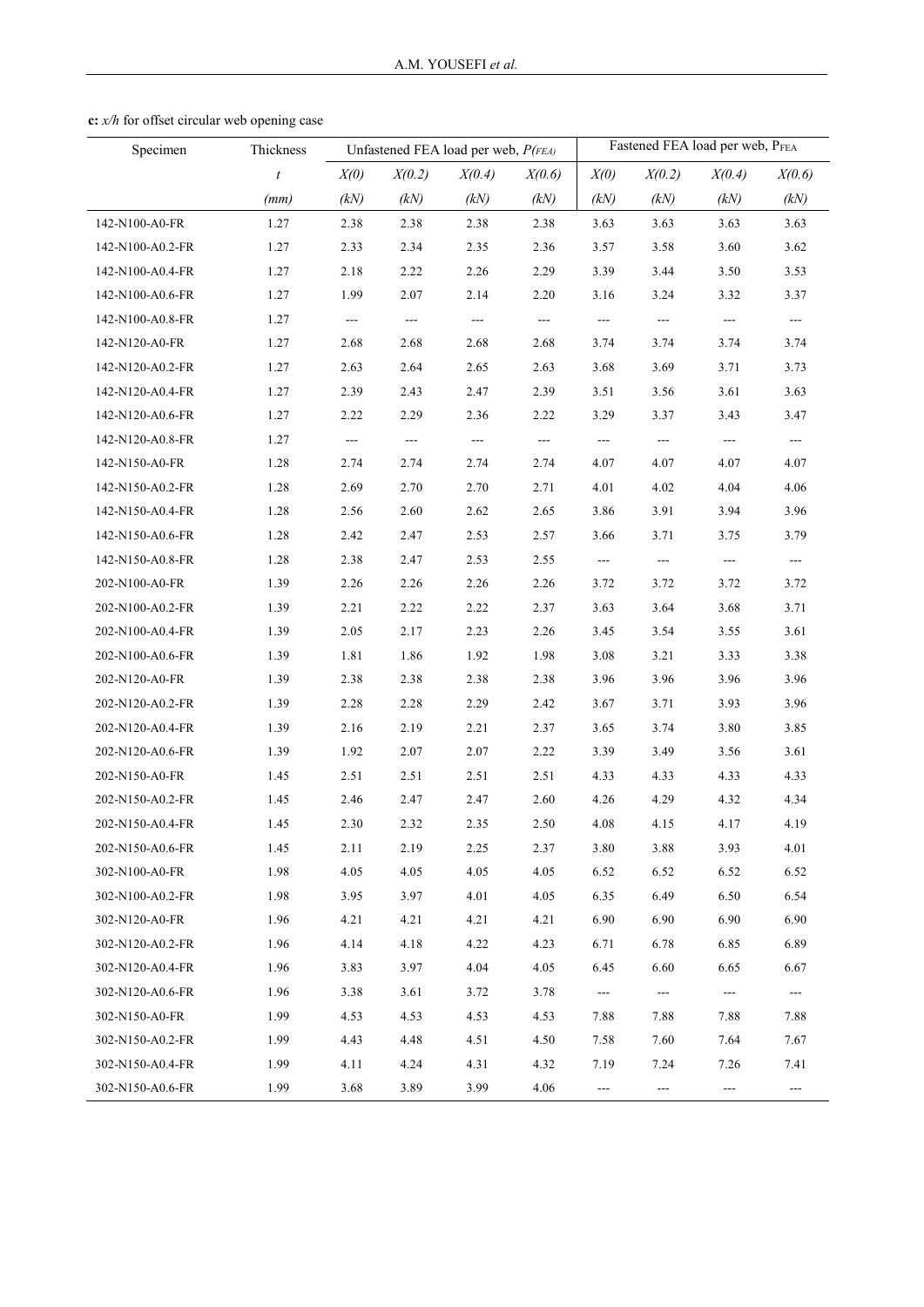**c:** *x/h* for offset circular web opening case

| Specimen | Thickness | Unfastened FEA load per web, $P_{(FEA)}$ | | | | Fastened FEA load per web, $P_{FEA}$ | | | |
|---|---|---|---|---|---|---|---|---|---|
| | *t* | *X(0)* | *X(0.2)* | *X(0.4)* | *X(0.6)* | *X(0)* | *X(0.2)* | *X(0.4)* | *X(0.6)* |
| | *(mm)* | *(kN)* | *(kN)* | *(kN)* | *(kN)* | *(kN)* | *(kN)* | *(kN)* | *(kN)* |
| 142-N100-A0-FR | 1.27 | 2.38 | 2.38 | 2.38 | 2.38 | 3.63 | 3.63 | 3.63 | 3.63 |
| 142-N100-A0.2-FR | 1.27 | 2.33 | 2.34 | 2.35 | 2.36 | 3.57 | 3.58 | 3.60 | 3.62 |
| 142-N100-A0.4-FR | 1.27 | 2.18 | 2.22 | 2.26 | 2.29 | 3.39 | 3.44 | 3.50 | 3.53 |
| 142-N100-A0.6-FR | 1.27 | 1.99 | 2.07 | 2.14 | 2.20 | 3.16 | 3.24 | 3.32 | 3.37 |
| 142-N100-A0.8-FR | 1.27 | --- | --- | --- | --- | --- | --- | --- | --- |
| 142-N120-A0-FR | 1.27 | 2.68 | 2.68 | 2.68 | 2.68 | 3.74 | 3.74 | 3.74 | 3.74 |
| 142-N120-A0.2-FR | 1.27 | 2.63 | 2.64 | 2.65 | 2.63 | 3.68 | 3.69 | 3.71 | 3.73 |
| 142-N120-A0.4-FR | 1.27 | 2.39 | 2.43 | 2.47 | 2.39 | 3.51 | 3.56 | 3.61 | 3.63 |
| 142-N120-A0.6-FR | 1.27 | 2.22 | 2.29 | 2.36 | 2.22 | 3.29 | 3.37 | 3.43 | 3.47 |
| 142-N120-A0.8-FR | 1.27 | --- | --- | --- | --- | --- | --- | --- | --- |
| 142-N150-A0-FR | 1.28 | 2.74 | 2.74 | 2.74 | 2.74 | 4.07 | 4.07 | 4.07 | 4.07 |
| 142-N150-A0.2-FR | 1.28 | 2.69 | 2.70 | 2.70 | 2.71 | 4.01 | 4.02 | 4.04 | 4.06 |
| 142-N150-A0.4-FR | 1.28 | 2.56 | 2.60 | 2.62 | 2.65 | 3.86 | 3.91 | 3.94 | 3.96 |
| 142-N150-A0.6-FR | 1.28 | 2.42 | 2.47 | 2.53 | 2.57 | 3.66 | 3.71 | 3.75 | 3.79 |
| 142-N150-A0.8-FR | 1.28 | 2.38 | 2.47 | 2.53 | 2.55 | --- | --- | --- | --- |
| 202-N100-A0-FR | 1.39 | 2.26 | 2.26 | 2.26 | 2.26 | 3.72 | 3.72 | 3.72 | 3.72 |
| 202-N100-A0.2-FR | 1.39 | 2.21 | 2.22 | 2.22 | 2.37 | 3.63 | 3.64 | 3.68 | 3.71 |
| 202-N100-A0.4-FR | 1.39 | 2.05 | 2.17 | 2.23 | 2.26 | 3.45 | 3.54 | 3.55 | 3.61 |
| 202-N100-A0.6-FR | 1.39 | 1.81 | 1.86 | 1.92 | 1.98 | 3.08 | 3.21 | 3.33 | 3.38 |
| 202-N120-A0-FR | 1.39 | 2.38 | 2.38 | 2.38 | 2.38 | 3.96 | 3.96 | 3.96 | 3.96 |
| 202-N120-A0.2-FR | 1.39 | 2.28 | 2.28 | 2.29 | 2.42 | 3.67 | 3.71 | 3.93 | 3.96 |
| 202-N120-A0.4-FR | 1.39 | 2.16 | 2.19 | 2.21 | 2.37 | 3.65 | 3.74 | 3.80 | 3.85 |
| 202-N120-A0.6-FR | 1.39 | 1.92 | 2.07 | 2.07 | 2.22 | 3.39 | 3.49 | 3.56 | 3.61 |
| 202-N150-A0-FR | 1.45 | 2.51 | 2.51 | 2.51 | 2.51 | 4.33 | 4.33 | 4.33 | 4.33 |
| 202-N150-A0.2-FR | 1.45 | 2.46 | 2.47 | 2.47 | 2.60 | 4.26 | 4.29 | 4.32 | 4.34 |
| 202-N150-A0.4-FR | 1.45 | 2.30 | 2.32 | 2.35 | 2.50 | 4.08 | 4.15 | 4.17 | 4.19 |
| 202-N150-A0.6-FR | 1.45 | 2.11 | 2.19 | 2.25 | 2.37 | 3.80 | 3.88 | 3.93 | 4.01 |
| 302-N100-A0-FR | 1.98 | 4.05 | 4.05 | 4.05 | 4.05 | 6.52 | 6.52 | 6.52 | 6.52 |
| 302-N100-A0.2-FR | 1.98 | 3.95 | 3.97 | 4.01 | 4.05 | 6.35 | 6.49 | 6.50 | 6.54 |
| 302-N120-A0-FR | 1.96 | 4.21 | 4.21 | 4.21 | 4.21 | 6.90 | 6.90 | 6.90 | 6.90 |
| 302-N120-A0.2-FR | 1.96 | 4.14 | 4.18 | 4.22 | 4.23 | 6.71 | 6.78 | 6.85 | 6.89 |
| 302-N120-A0.4-FR | 1.96 | 3.83 | 3.97 | 4.04 | 4.05 | 6.45 | 6.60 | 6.65 | 6.67 |
| 302-N120-A0.6-FR | 1.96 | 3.38 | 3.61 | 3.72 | 3.78 | --- | --- | --- | --- |
| 302-N150-A0-FR | 1.99 | 4.53 | 4.53 | 4.53 | 4.53 | 7.88 | 7.88 | 7.88 | 7.88 |
| 302-N150-A0.2-FR | 1.99 | 4.43 | 4.48 | 4.51 | 4.50 | 7.58 | 7.60 | 7.64 | 7.67 |
| 302-N150-A0.4-FR | 1.99 | 4.11 | 4.24 | 4.31 | 4.32 | 7.19 | 7.24 | 7.26 | 7.41 |
| 302-N150-A0.6-FR | 1.99 | 3.68 | 3.89 | 3.99 | 4.06 | --- | --- | --- | --- |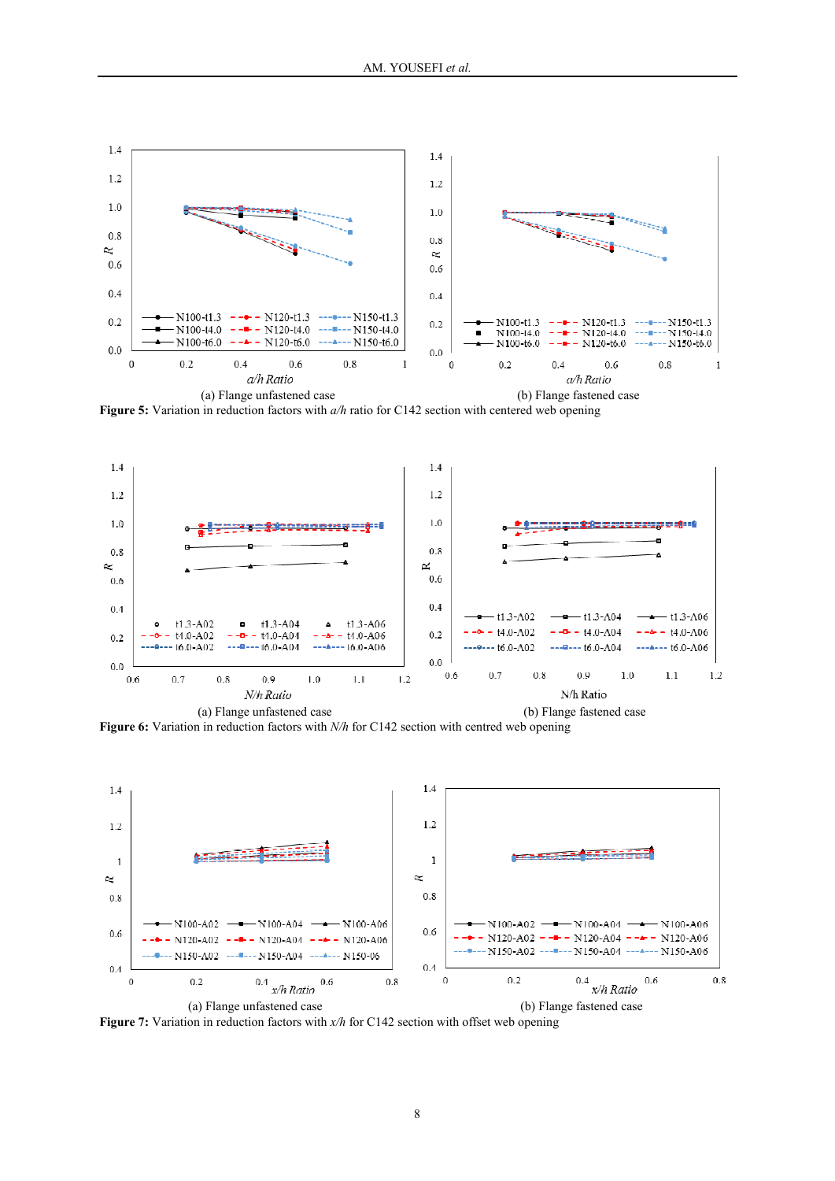(a) Flange unfastened case

(b) Flange fastened case

**Figure 5:** Variation in reduction factors with *a/h* ratio for C142 section with centered web opening

(a) Flange unfastened case

(b) Flange fastened case

**Figure 6:** Variation in reduction factors with *N/h* for C142 section with centred web opening

(a) Flange unfastened case

(b) Flange fastened case

**Figure 7:** Variation in reduction factors with *x/h* for C142 section with offset web opening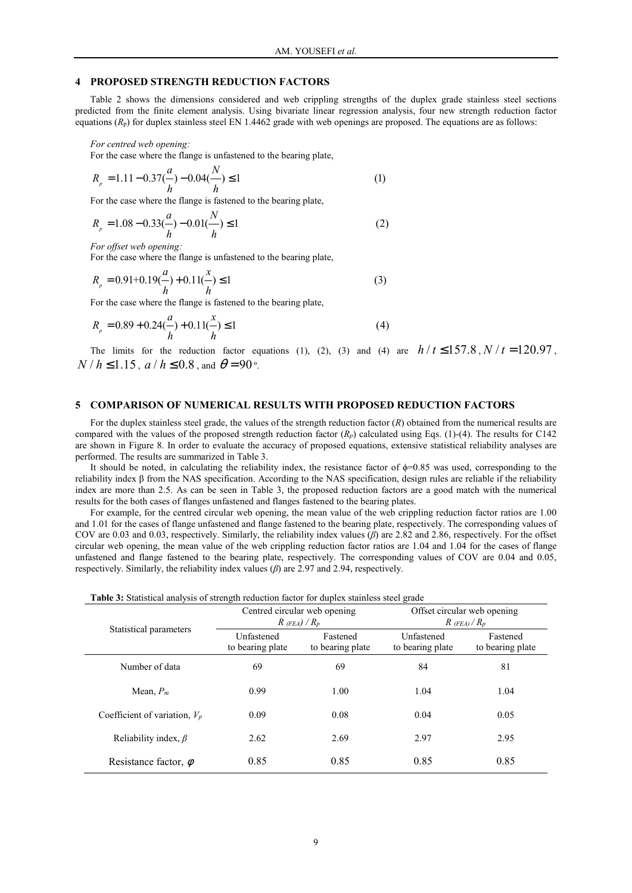## 4 PROPOSED STRENGTH REDUCTION FACTORS

Table 2 shows the dimensions considered and web crippling strengths of the duplex grade stainless steel sections predicted from the finite element analysis. Using bivariate linear regression analysis, four new strength reduction factor equations ($R_p$) for duplex stainless steel EN 1.4462 grade with web openings are proposed. The equations are as follows:

*For centred web opening:*

For the case where the flange is unfastened to the bearing plate,

$$R_p = 1.11 - 0.37(\frac{a}{h}) - 0.04(\frac{N}{h}) \leq 1 \tag{1}$$

For the case where the flange is fastened to the bearing plate,

$$R_p = 1.08 - 0.33(\frac{a}{h}) - 0.01(\frac{N}{h}) \leq 1 \tag{2}$$

*For offset web opening:*

For the case where the flange is unfastened to the bearing plate,

$$R_p = 0.91 + 0.19(\frac{a}{h}) + 0.11(\frac{x}{h}) \leq 1 \tag{3}$$

For the case where the flange is fastened to the bearing plate,

$$R_p = 0.89 + 0.24(\frac{a}{h}) + 0.11(\frac{x}{h}) \leq 1 \tag{4}$$

The limits for the reduction factor equations (1), (2), (3) and (4) are $h/t \leq 157.8$, $N/t = 120.97$, $N/h \leq 1.15$, $a/h \leq 0.8$, and $\theta = 90°$.

## 5 COMPARISON OF NUMERICAL RESULTS WITH PROPOSED REDUCTION FACTORS

For the duplex stainless steel grade, the values of the strength reduction factor ($R$) obtained from the numerical results are compared with the values of the proposed strength reduction factor ($R_p$) calculated using Eqs. (1)-(4). The results for C142 are shown in Figure 8. In order to evaluate the accuracy of proposed equations, extensive statistical reliability analyses are performed. The results are summarized in Table 3.

It should be noted, in calculating the reliability index, the resistance factor of $\phi$=0.85 was used, corresponding to the reliability index β from the NAS specification. According to the NAS specification, design rules are reliable if the reliability index are more than 2.5. As can be seen in Table 3, the proposed reduction factors are a good match with the numerical results for the both cases of flanges unfastened and flanges fastened to the bearing plates.

For example, for the centred circular web opening, the mean value of the web crippling reduction factor ratios are 1.00 and 1.01 for the cases of flange unfastened and flange fastened to the bearing plate, respectively. The corresponding values of COV are 0.03 and 0.03, respectively. Similarly, the reliability index values ($\beta$) are 2.82 and 2.86, respectively. For the offset circular web opening, the mean value of the web crippling reduction factor ratios are 1.04 and 1.04 for the cases of flange unfastened and flange fastened to the bearing plate, respectively. The corresponding values of COV are 0.04 and 0.05, respectively. Similarly, the reliability index values ($\beta$) are 2.97 and 2.94, respectively.

**Table 3:** Statistical analysis of strength reduction factor for duplex stainless steel grade

| Statistical parameters | Centred circular web opening $R_{(FEA)} / R_p$ | | Offset circular web opening $R_{(FEA)} / R_p$ | |
|---|---|---|---|---|
| | Unfastened to bearing plate | Fastened to bearing plate | Unfastened to bearing plate | Fastened to bearing plate |
| Number of data | 69 | 69 | 84 | 81 |
| Mean, $P_m$ | 0.99 | 1.00 | 1.04 | 1.04 |
| Coefficient of variation, $V_p$ | 0.09 | 0.08 | 0.04 | 0.05 |
| Reliability index, $\beta$ | 2.62 | 2.69 | 2.97 | 2.95 |
| Resistance factor, $\phi$ | 0.85 | 0.85 | 0.85 | 0.85 |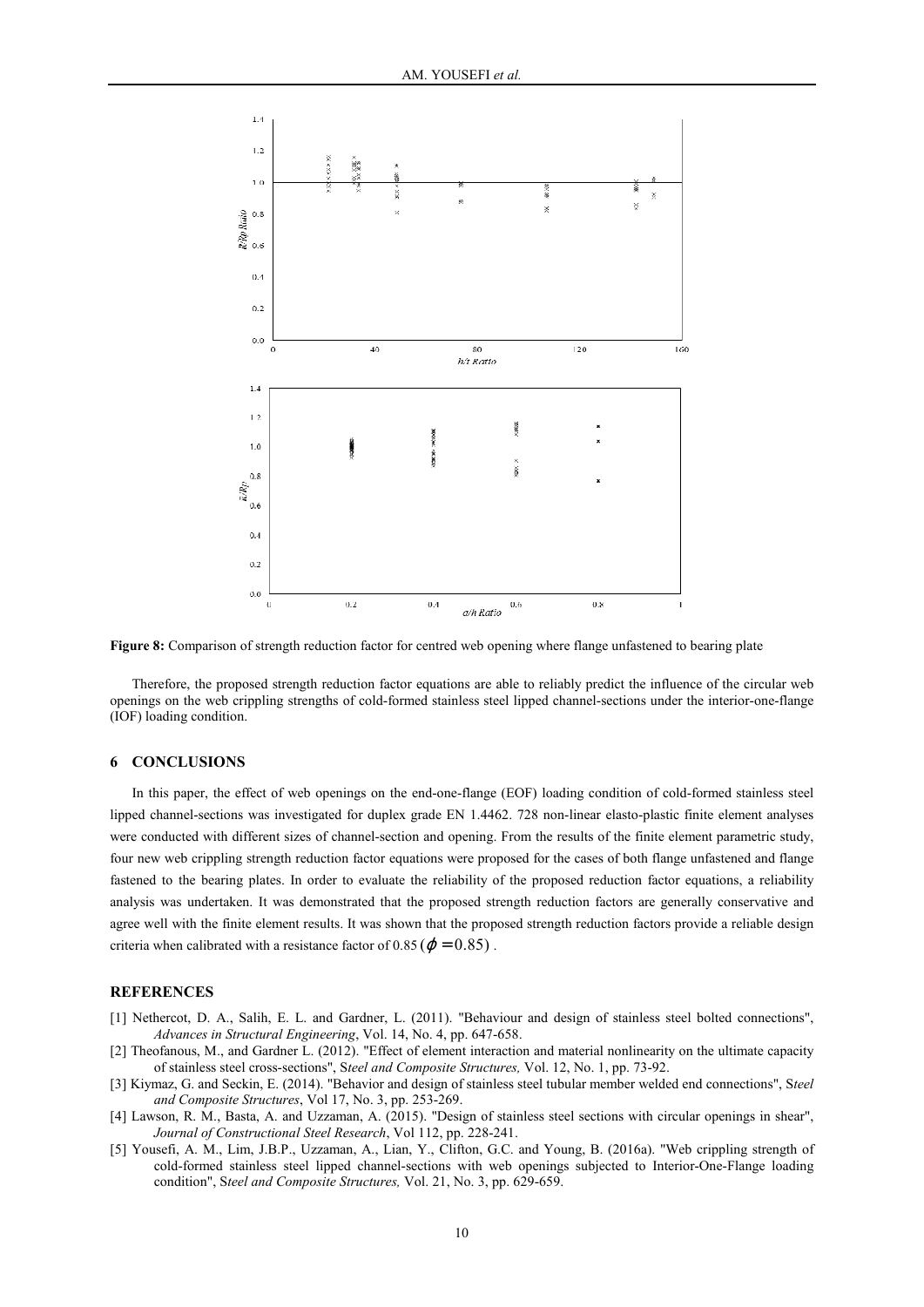**Figure 8:** Comparison of strength reduction factor for centred web opening where flange unfastened to bearing plate

Therefore, the proposed strength reduction factor equations are able to reliably predict the influence of the circular web openings on the web crippling strengths of cold-formed stainless steel lipped channel-sections under the interior-one-flange (IOF) loading condition.

## 6 CONCLUSIONS

In this paper, the effect of web openings on the end-one-flange (EOF) loading condition of cold-formed stainless steel lipped channel-sections was investigated for duplex grade EN 1.4462. 728 non-linear elasto-plastic finite element analyses were conducted with different sizes of channel-section and opening. From the results of the finite element parametric study, four new web crippling strength reduction factor equations were proposed for the cases of both flange unfastened and flange fastened to the bearing plates. In order to evaluate the reliability of the proposed reduction factor equations, a reliability analysis was undertaken. It was demonstrated that the proposed strength reduction factors are generally conservative and agree well with the finite element results. It was shown that the proposed strength reduction factors provide a reliable design criteria when calibrated with a resistance factor of 0.85 ($\phi = 0.85$) .

## REFERENCES

[1] Nethercot, D. A., Salih, E. L. and Gardner, L. (2011). "Behaviour and design of stainless steel bolted connections", *Advances in Structural Engineering*, Vol. 14, No. 4, pp. 647-658.

[2] Theofanous, M., and Gardner L. (2012). "Effect of element interaction and material nonlinearity on the ultimate capacity of stainless steel cross-sections", *Steel and Composite Structures,* Vol. 12, No. 1, pp. 73-92.

[3] Kiymaz, G. and Seckin, E. (2014). "Behavior and design of stainless steel tubular member welded end connections", *Steel and Composite Structures*, Vol 17, No. 3, pp. 253-269.

[4] Lawson, R. M., Basta, A. and Uzzaman, A. (2015). "Design of stainless steel sections with circular openings in shear", *Journal of Constructional Steel Research*, Vol 112, pp. 228-241.

[5] Yousefi, A. M., Lim, J.B.P., Uzzaman, A., Lian, Y., Clifton, G.C. and Young, B. (2016a). "Web crippling strength of cold-formed stainless steel lipped channel-sections with web openings subjected to Interior-One-Flange loading condition", *Steel and Composite Structures,* Vol. 21, No. 3, pp. 629-659.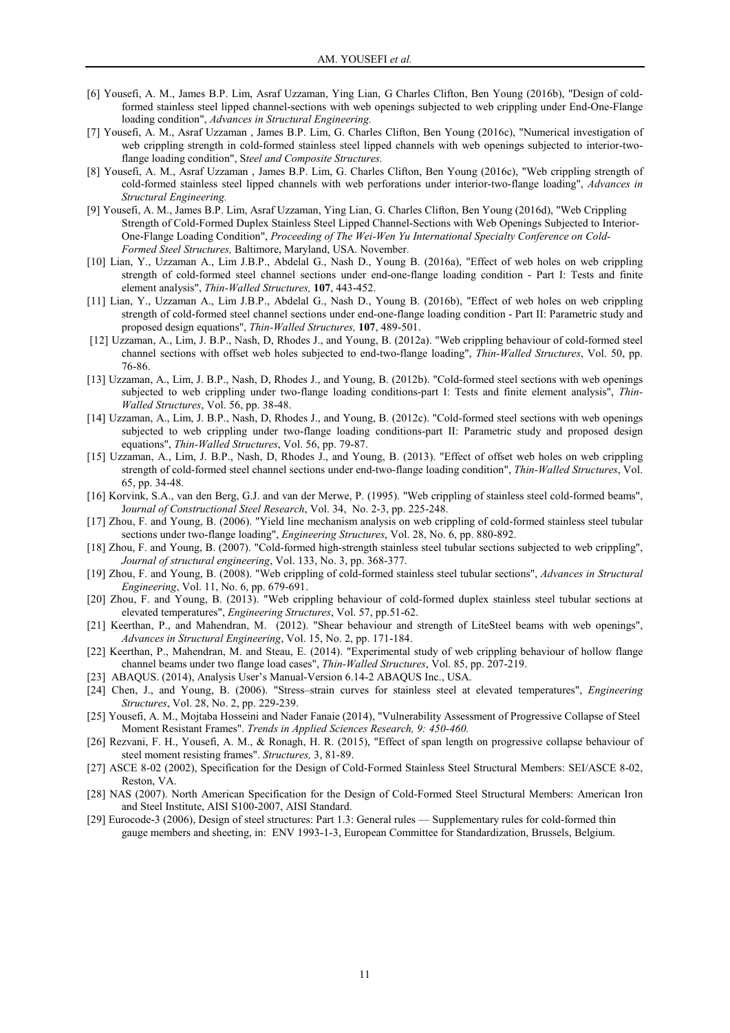[6] Yousefi, A. M., James B.P. Lim, Asraf Uzzaman, Ying Lian, G Charles Clifton, Ben Young (2016b), "Design of cold-formed stainless steel lipped channel-sections with web openings subjected to web crippling under End-One-Flange loading condition", *Advances in Structural Engineering.*

[7] Yousefi, A. M., Asraf Uzzaman , James B.P. Lim, G. Charles Clifton, Ben Young (2016c), "Numerical investigation of web crippling strength in cold-formed stainless steel lipped channels with web openings subjected to interior-two-flange loading condition", S*teel and Composite Structures.*

[8] Yousefi, A. M., Asraf Uzzaman , James B.P. Lim, G. Charles Clifton, Ben Young (2016c), "Web crippling strength of cold-formed stainless steel lipped channels with web perforations under interior-two-flange loading", *Advances in Structural Engineering.*

[9] Yousefi, A. M., James B.P. Lim, Asraf Uzzaman, Ying Lian, G. Charles Clifton, Ben Young (2016d), "Web Crippling Strength of Cold-Formed Duplex Stainless Steel Lipped Channel-Sections with Web Openings Subjected to Interior-One-Flange Loading Condition", *Proceeding of The Wei-Wen Yu International Specialty Conference on Cold-Formed Steel Structures,* Baltimore, Maryland, USA. November.

[10] Lian, Y., Uzzaman A., Lim J.B.P., Abdelal G., Nash D., Young B. (2016a), "Effect of web holes on web crippling strength of cold-formed steel channel sections under end-one-flange loading condition - Part I: Tests and finite element analysis", *Thin-Walled Structures,* **107**, 443-452.

[11] Lian, Y., Uzzaman A., Lim J.B.P., Abdelal G., Nash D., Young B. (2016b), "Effect of web holes on web crippling strength of cold-formed steel channel sections under end-one-flange loading condition - Part II: Parametric study and proposed design equations", *Thin-Walled Structures,* **107**, 489-501.

[12] Uzzaman, A., Lim, J. B.P., Nash, D, Rhodes J., and Young, B. (2012a). "Web crippling behaviour of cold-formed steel channel sections with offset web holes subjected to end-two-flange loading", *Thin-Walled Structures*, Vol. 50, pp. 76-86.

[13] Uzzaman, A., Lim, J. B.P., Nash, D, Rhodes J., and Young, B. (2012b). "Cold-formed steel sections with web openings subjected to web crippling under two-flange loading conditions-part I: Tests and finite element analysis", *Thin-Walled Structures*, Vol. 56, pp. 38-48.

[14] Uzzaman, A., Lim, J. B.P., Nash, D, Rhodes J., and Young, B. (2012c). "Cold-formed steel sections with web openings subjected to web crippling under two-flange loading conditions-part II: Parametric study and proposed design equations", *Thin-Walled Structures*, Vol. 56, pp. 79-87.

[15] Uzzaman, A., Lim, J. B.P., Nash, D, Rhodes J., and Young, B. (2013). "Effect of offset web holes on web crippling strength of cold-formed steel channel sections under end-two-flange loading condition", *Thin-Walled Structures*, Vol. 65, pp. 34-48.

[16] Korvink, S.A., van den Berg, G.J. and van der Merwe, P. (1995). "Web crippling of stainless steel cold-formed beams", J*ournal of Constructional Steel Research*, Vol. 34, No. 2-3, pp. 225-248.

[17] Zhou, F. and Young, B. (2006). "Yield line mechanism analysis on web crippling of cold-formed stainless steel tubular sections under two-flange loading", *Engineering Structures*, Vol. 28, No. 6, pp. 880-892.

[18] Zhou, F. and Young, B. (2007). "Cold-formed high-strength stainless steel tubular sections subjected to web crippling", *Journal of structural engineering*, Vol. 133, No. 3, pp. 368-377.

[19] Zhou, F. and Young, B. (2008). "Web crippling of cold-formed stainless steel tubular sections", *Advances in Structural Engineering*, Vol. 11, No. 6, pp. 679-691.

[20] Zhou, F. and Young, B. (2013). "Web crippling behaviour of cold-formed duplex stainless steel tubular sections at elevated temperatures", *Engineering Structures*, Vol. 57, pp.51-62.

[21] Keerthan, P., and Mahendran, M. (2012). "Shear behaviour and strength of LiteSteel beams with web openings", *Advances in Structural Engineering*, Vol. 15, No. 2, pp. 171-184.

[22] Keerthan, P., Mahendran, M. and Steau, E. (2014). "Experimental study of web crippling behaviour of hollow flange channel beams under two flange load cases", *Thin-Walled Structures*, Vol. 85, pp. 207-219.

[23] ABAQUS. (2014), Analysis User's Manual-Version 6.14-2 ABAQUS Inc., USA.

[24] Chen, J., and Young, B. (2006). "Stress–strain curves for stainless steel at elevated temperatures", *Engineering Structures*, Vol. 28, No. 2, pp. 229-239.

[25] Yousefi, A. M., Mojtaba Hosseini and Nader Fanaie (2014), "Vulnerability Assessment of Progressive Collapse of Steel Moment Resistant Frames". *Trends in Applied Sciences Research, 9: 450-460.*

[26] Rezvani, F. H., Yousefi, A. M., & Ronagh, H. R. (2015), "Effect of span length on progressive collapse behaviour of steel moment resisting frames". *Structures,* 3, 81-89.

[27] ASCE 8-02 (2002), Specification for the Design of Cold-Formed Stainless Steel Structural Members: SEI/ASCE 8-02, Reston, VA.

[28] NAS (2007). North American Specification for the Design of Cold-Formed Steel Structural Members: American Iron and Steel Institute, AISI S100-2007, AISI Standard.

[29] Eurocode-3 (2006), Design of steel structures: Part 1.3: General rules — Supplementary rules for cold-formed thin gauge members and sheeting, in: ENV 1993-1-3, European Committee for Standardization, Brussels, Belgium.